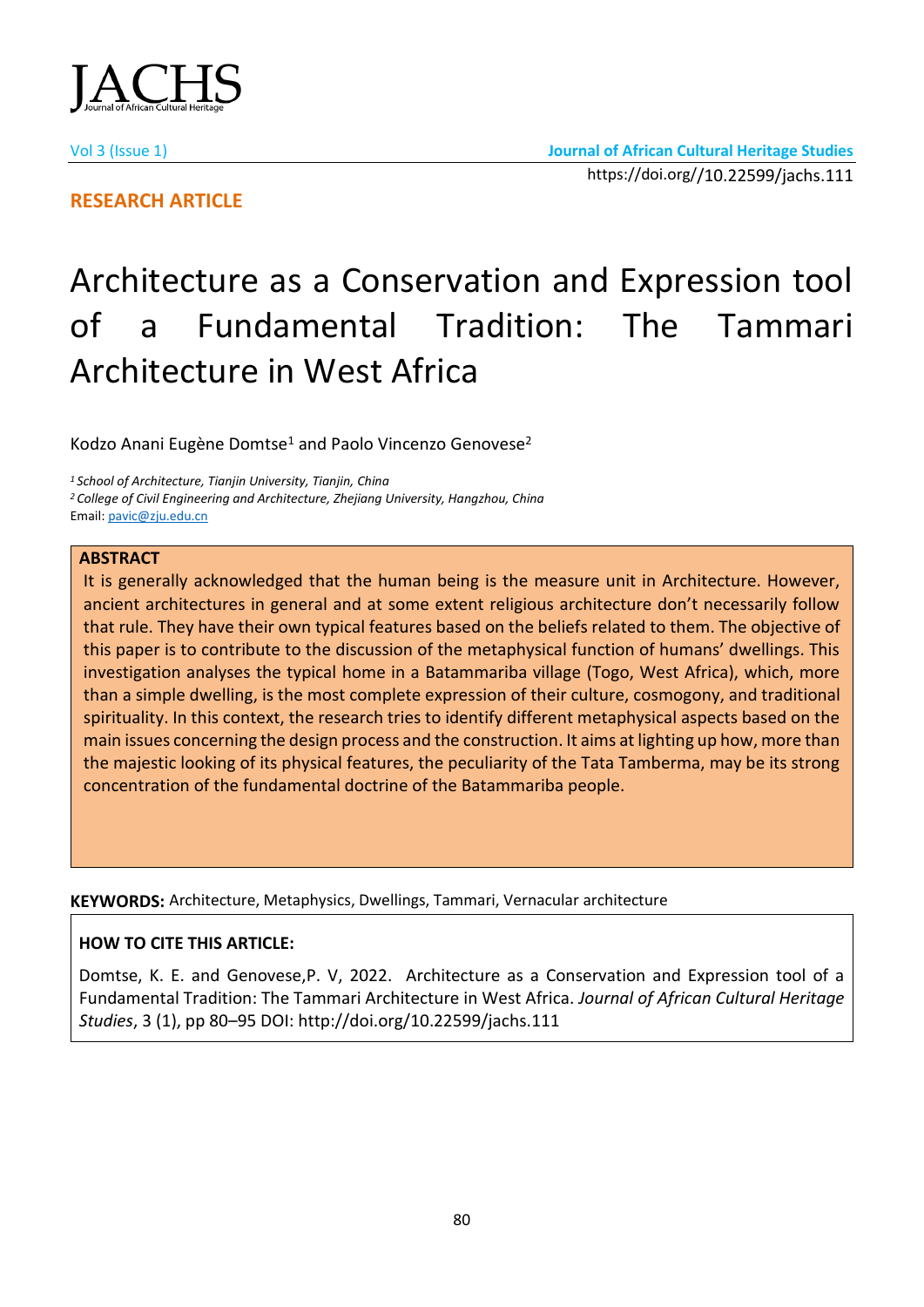**RESEARCH ARTICLE**

https://doi.org//10.22599/jachs.111

# Architecture as a Conservation and Expression tool of a Fundamental Tradition: The Tammari Architecture in West Africa

Kodzo Anani Eugène Domtse[1] and Paolo Vincenzo Genovese[2]

[1] *School of Architecture, Tianjin University, Tianjin, China*
[2] *College of Civil Engineering and Architecture, Zhejiang University, Hangzhou, China*
Email: pavic@zju.edu.cn

## ABSTRACT

It is generally acknowledged that the human being is the measure unit in Architecture. However, ancient architectures in general and at some extent religious architecture don't necessarily follow that rule. They have their own typical features based on the beliefs related to them. The objective of this paper is to contribute to the discussion of the metaphysical function of humans' dwellings. This investigation analyses the typical home in a Batammariba village (Togo, West Africa), which, more than a simple dwelling, is the most complete expression of their culture, cosmogony, and traditional spirituality. In this context, the research tries to identify different metaphysical aspects based on the main issues concerning the design process and the construction. It aims at lighting up how, more than the majestic looking of its physical features, the peculiarity of the Tata Tamberma, may be its strong concentration of the fundamental doctrine of the Batammariba people.

**KEYWORDS:** Architecture, Metaphysics, Dwellings, Tammari, Vernacular architecture

**HOW TO CITE THIS ARTICLE:**

Domtse, K. E. and Genovese,P. V, 2022. Architecture as a Conservation and Expression tool of a Fundamental Tradition: The Tammari Architecture in West Africa. *Journal of African Cultural Heritage Studies*, 3 (1), pp 80–95 DOI: http://doi.org/10.22599/jachs.111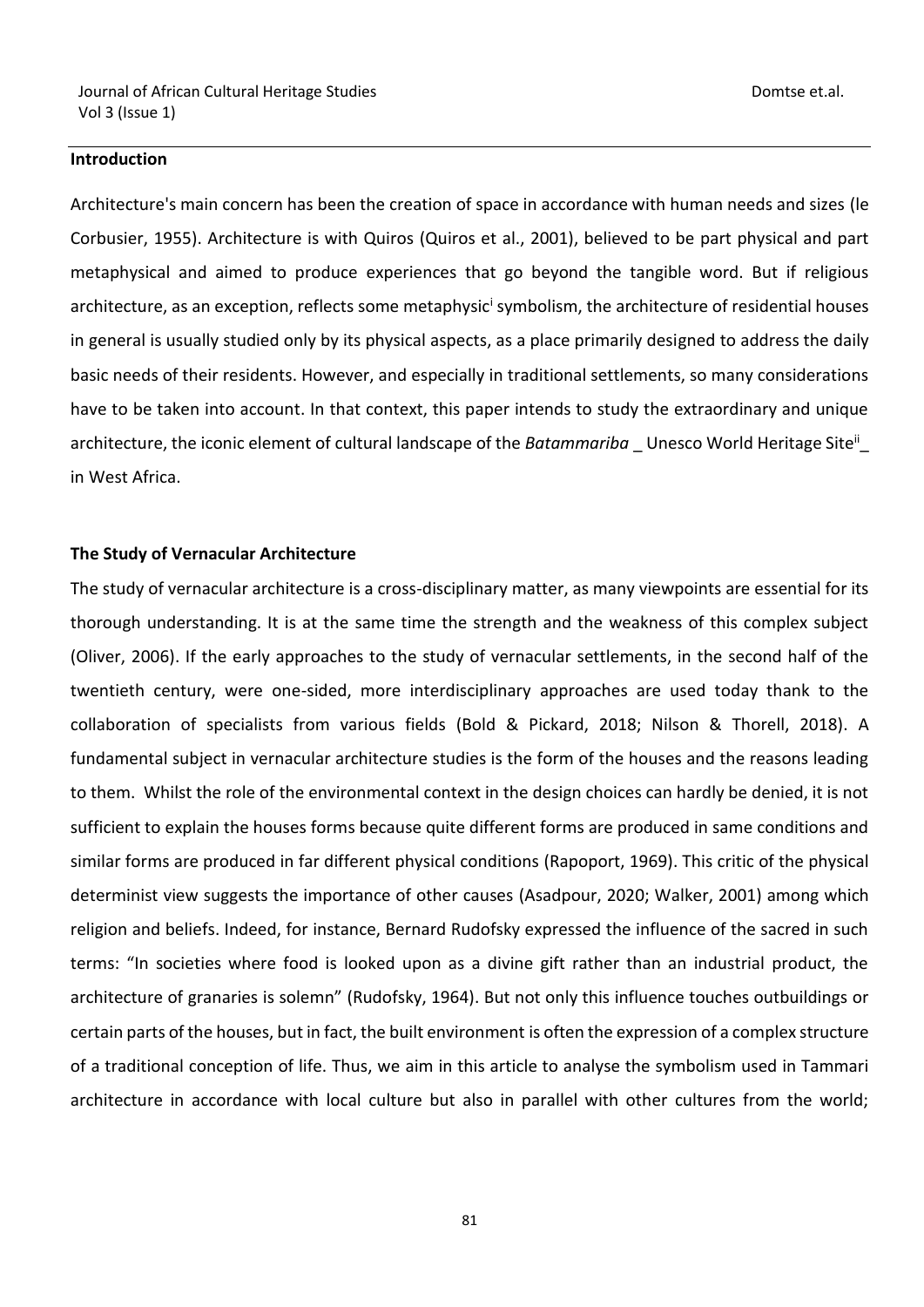## Introduction

Architecture's main concern has been the creation of space in accordance with human needs and sizes (le Corbusier, 1955). Architecture is with Quiros (Quiros et al., 2001), believed to be part physical and part metaphysical and aimed to produce experiences that go beyond the tangible word. But if religious architecture, as an exception, reflects some metaphysic[i] symbolism, the architecture of residential houses in general is usually studied only by its physical aspects, as a place primarily designed to address the daily basic needs of their residents. However, and especially in traditional settlements, so many considerations have to be taken into account. In that context, this paper intends to study the extraordinary and unique architecture, the iconic element of cultural landscape of the *Batammariba* _ Unesco World Heritage Site[ii]_ in West Africa.

## The Study of Vernacular Architecture

The study of vernacular architecture is a cross-disciplinary matter, as many viewpoints are essential for its thorough understanding. It is at the same time the strength and the weakness of this complex subject (Oliver, 2006). If the early approaches to the study of vernacular settlements, in the second half of the twentieth century, were one-sided, more interdisciplinary approaches are used today thank to the collaboration of specialists from various fields (Bold & Pickard, 2018; Nilson & Thorell, 2018). A fundamental subject in vernacular architecture studies is the form of the houses and the reasons leading to them. Whilst the role of the environmental context in the design choices can hardly be denied, it is not sufficient to explain the houses forms because quite different forms are produced in same conditions and similar forms are produced in far different physical conditions (Rapoport, 1969). This critic of the physical determinist view suggests the importance of other causes (Asadpour, 2020; Walker, 2001) among which religion and beliefs. Indeed, for instance, Bernard Rudofsky expressed the influence of the sacred in such terms: "In societies where food is looked upon as a divine gift rather than an industrial product, the architecture of granaries is solemn" (Rudofsky, 1964). But not only this influence touches outbuildings or certain parts of the houses, but in fact, the built environment is often the expression of a complex structure of a traditional conception of life. Thus, we aim in this article to analyse the symbolism used in Tammari architecture in accordance with local culture but also in parallel with other cultures from the world;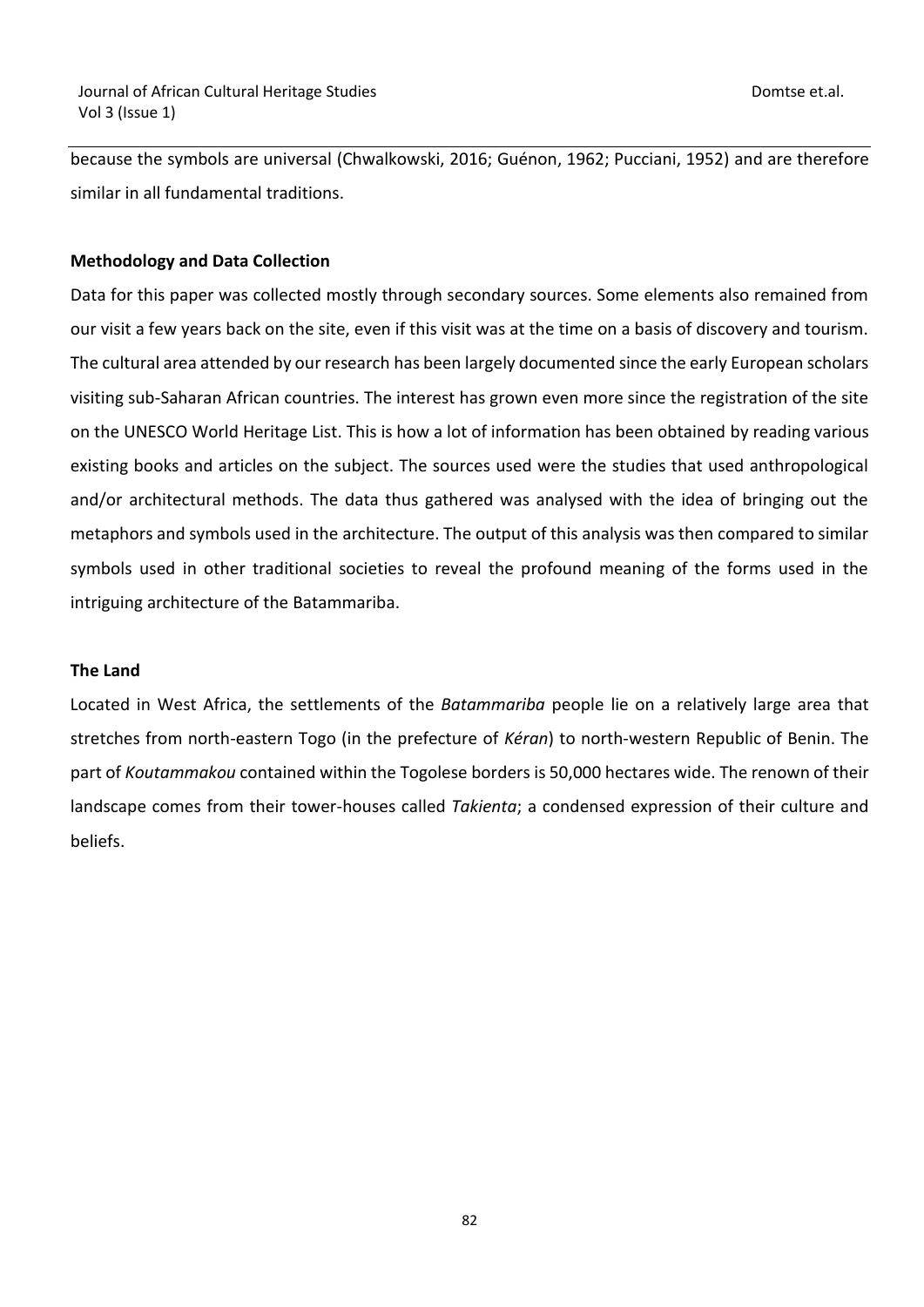because the symbols are universal (Chwalkowski, 2016; Guénon, 1962; Pucciani, 1952) and are therefore similar in all fundamental traditions.

## Methodology and Data Collection

Data for this paper was collected mostly through secondary sources. Some elements also remained from our visit a few years back on the site, even if this visit was at the time on a basis of discovery and tourism. The cultural area attended by our research has been largely documented since the early European scholars visiting sub-Saharan African countries. The interest has grown even more since the registration of the site on the UNESCO World Heritage List. This is how a lot of information has been obtained by reading various existing books and articles on the subject. The sources used were the studies that used anthropological and/or architectural methods. The data thus gathered was analysed with the idea of bringing out the metaphors and symbols used in the architecture. The output of this analysis was then compared to similar symbols used in other traditional societies to reveal the profound meaning of the forms used in the intriguing architecture of the Batammariba.

## The Land

Located in West Africa, the settlements of the *Batammariba* people lie on a relatively large area that stretches from north-eastern Togo (in the prefecture of *Kéran*) to north-western Republic of Benin. The part of *Koutammakou* contained within the Togolese borders is 50,000 hectares wide. The renown of their landscape comes from their tower-houses called *Takienta*; a condensed expression of their culture and beliefs.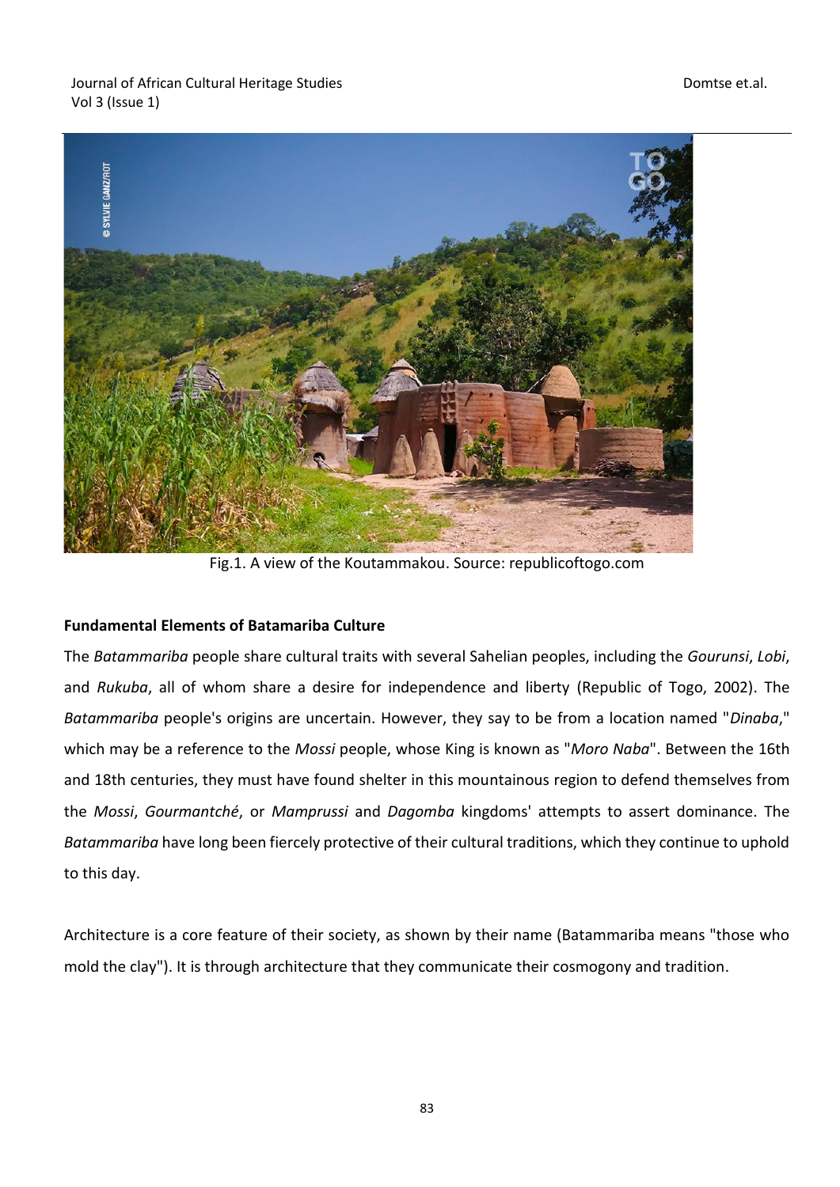Fig.1. A view of the Koutammakou. Source: republicoftogo.com

**Fundamental Elements of Batamariba Culture**

The *Batammariba* people share cultural traits with several Sahelian peoples, including the *Gourunsi*, *Lobi*, and *Rukuba*, all of whom share a desire for independence and liberty (Republic of Togo, 2002). The *Batammariba* people's origins are uncertain. However, they say to be from a location named "*Dinaba*," which may be a reference to the *Mossi* people, whose King is known as "*Moro Naba*". Between the 16th and 18th centuries, they must have found shelter in this mountainous region to defend themselves from the *Mossi*, *Gourmantché*, or *Mamprussi* and *Dagomba* kingdoms' attempts to assert dominance. The *Batammariba* have long been fiercely protective of their cultural traditions, which they continue to uphold to this day.

Architecture is a core feature of their society, as shown by their name (Batammariba means "those who mold the clay"). It is through architecture that they communicate their cosmogony and tradition.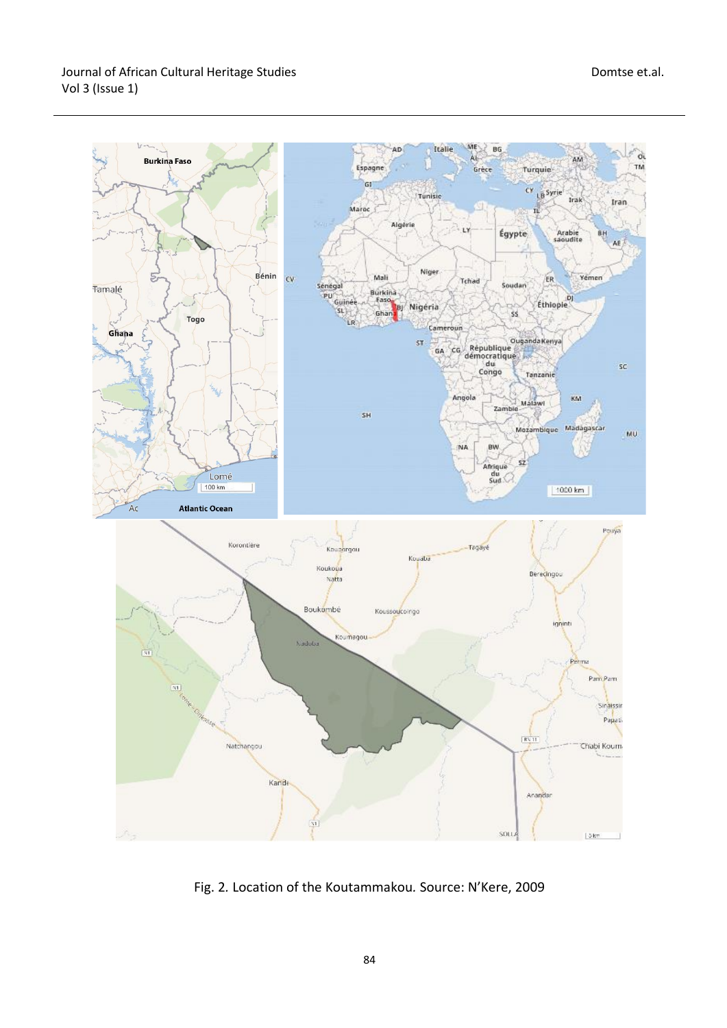Fig. 2. Location of the Koutammakou. Source: N'Kere, 2009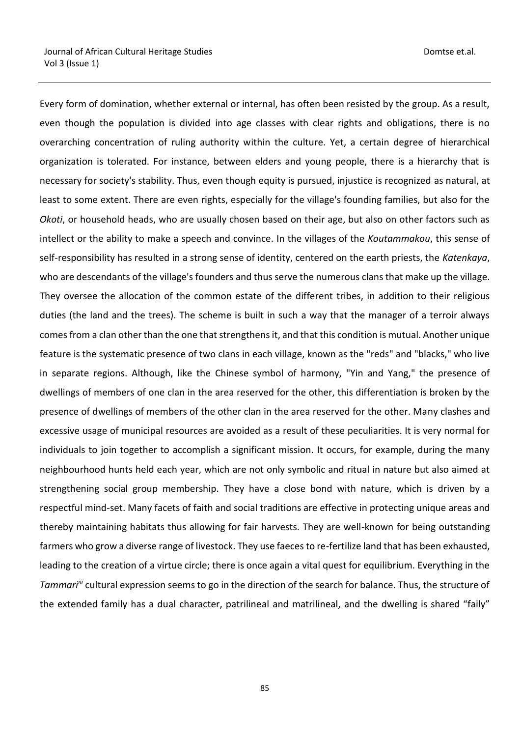Every form of domination, whether external or internal, has often been resisted by the group. As a result, even though the population is divided into age classes with clear rights and obligations, there is no overarching concentration of ruling authority within the culture. Yet, a certain degree of hierarchical organization is tolerated. For instance, between elders and young people, there is a hierarchy that is necessary for society's stability. Thus, even though equity is pursued, injustice is recognized as natural, at least to some extent. There are even rights, especially for the village's founding families, but also for the *Okoti*, or household heads, who are usually chosen based on their age, but also on other factors such as intellect or the ability to make a speech and convince. In the villages of the *Koutammakou*, this sense of self-responsibility has resulted in a strong sense of identity, centered on the earth priests, the *Katenkaya*, who are descendants of the village's founders and thus serve the numerous clans that make up the village. They oversee the allocation of the common estate of the different tribes, in addition to their religious duties (the land and the trees). The scheme is built in such a way that the manager of a terroir always comes from a clan other than the one that strengthens it, and that this condition is mutual. Another unique feature is the systematic presence of two clans in each village, known as the "reds" and "blacks," who live in separate regions. Although, like the Chinese symbol of harmony, "Yin and Yang," the presence of dwellings of members of one clan in the area reserved for the other, this differentiation is broken by the presence of dwellings of members of the other clan in the area reserved for the other. Many clashes and excessive usage of municipal resources are avoided as a result of these peculiarities. It is very normal for individuals to join together to accomplish a significant mission. It occurs, for example, during the many neighbourhood hunts held each year, which are not only symbolic and ritual in nature but also aimed at strengthening social group membership. They have a close bond with nature, which is driven by a respectful mind-set. Many facets of faith and social traditions are effective in protecting unique areas and thereby maintaining habitats thus allowing for fair harvests. They are well-known for being outstanding farmers who grow a diverse range of livestock. They use faeces to re-fertilize land that has been exhausted, leading to the creation of a virtue circle; there is once again a vital quest for equilibrium. Everything in the *Tammari*[iii] cultural expression seems to go in the direction of the search for balance. Thus, the structure of the extended family has a dual character, patrilineal and matrilineal, and the dwelling is shared "faily"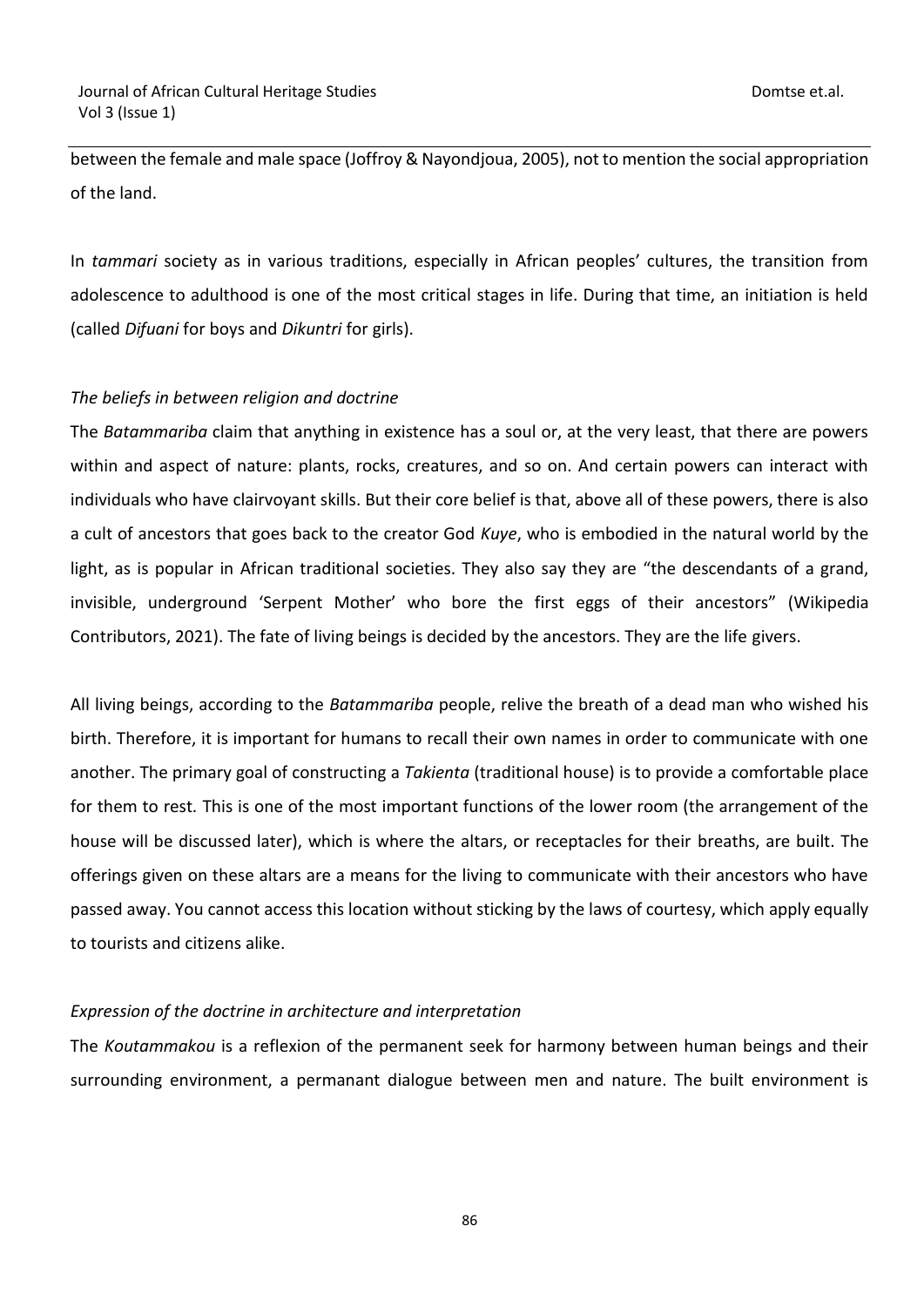between the female and male space (Joffroy & Nayondjoua, 2005), not to mention the social appropriation of the land.

In *tammari* society as in various traditions, especially in African peoples' cultures, the transition from adolescence to adulthood is one of the most critical stages in life. During that time, an initiation is held (called *Difuani* for boys and *Dikuntri* for girls).

*The beliefs in between religion and doctrine*

The *Batammariba* claim that anything in existence has a soul or, at the very least, that there are powers within and aspect of nature: plants, rocks, creatures, and so on. And certain powers can interact with individuals who have clairvoyant skills. But their core belief is that, above all of these powers, there is also a cult of ancestors that goes back to the creator God *Kuye*, who is embodied in the natural world by the light, as is popular in African traditional societies. They also say they are "the descendants of a grand, invisible, underground 'Serpent Mother' who bore the first eggs of their ancestors" (Wikipedia Contributors, 2021). The fate of living beings is decided by the ancestors. They are the life givers.

All living beings, according to the *Batammariba* people, relive the breath of a dead man who wished his birth. Therefore, it is important for humans to recall their own names in order to communicate with one another. The primary goal of constructing a *Takienta* (traditional house) is to provide a comfortable place for them to rest. This is one of the most important functions of the lower room (the arrangement of the house will be discussed later), which is where the altars, or receptacles for their breaths, are built. The offerings given on these altars are a means for the living to communicate with their ancestors who have passed away. You cannot access this location without sticking by the laws of courtesy, which apply equally to tourists and citizens alike.

*Expression of the doctrine in architecture and interpretation*

The *Koutammakou* is a reflexion of the permanent seek for harmony between human beings and their surrounding environment, a permanant dialogue between men and nature. The built environment is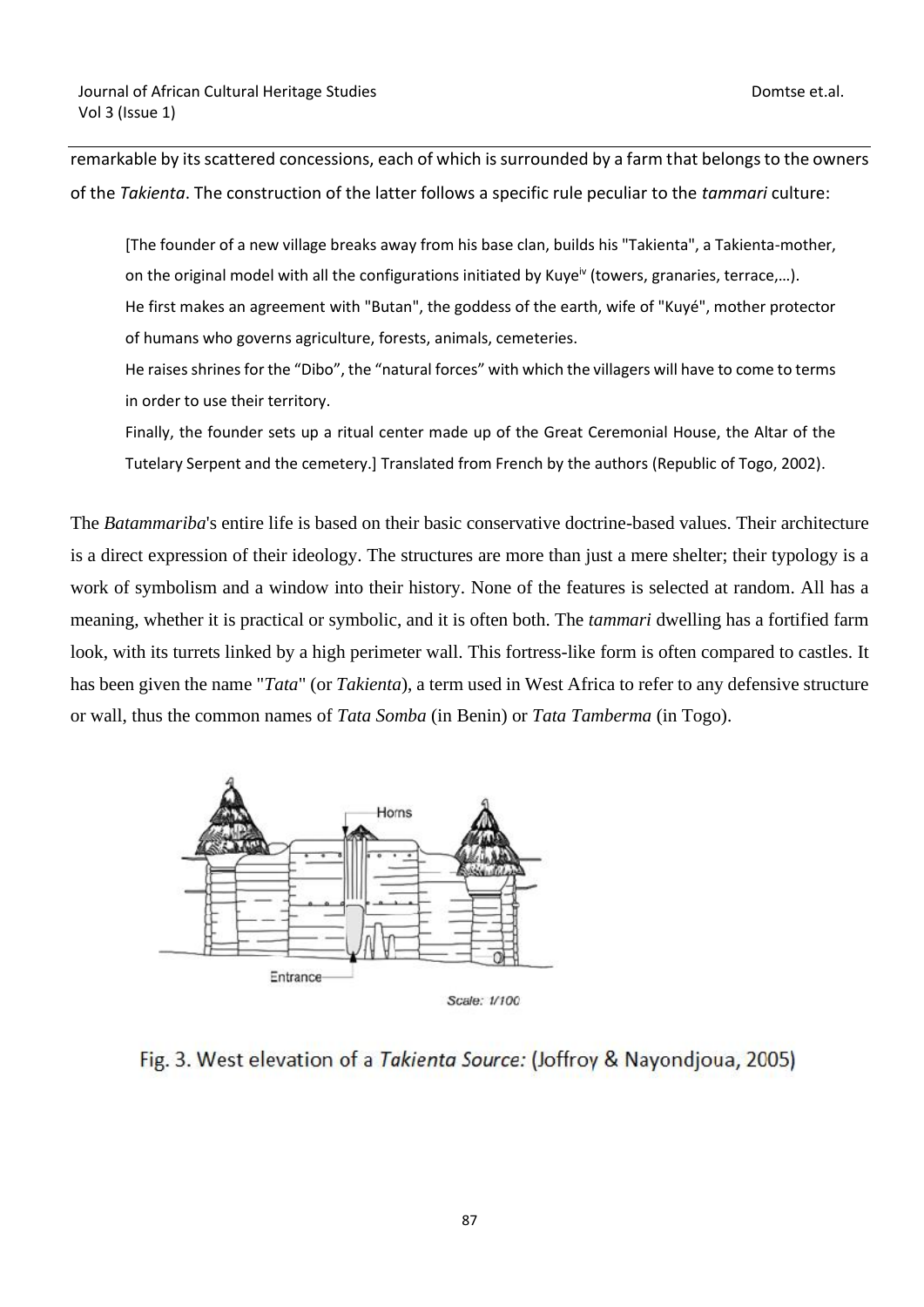remarkable by its scattered concessions, each of which is surrounded by a farm that belongs to the owners of the *Takienta*. The construction of the latter follows a specific rule peculiar to the *tammari* culture:

> [The founder of a new village breaks away from his base clan, builds his "Takienta", a Takienta-mother, on the original model with all the configurations initiated by Kuye[iv] (towers, granaries, terrace,…).
> He first makes an agreement with "Butan", the goddess of the earth, wife of "Kuyé", mother protector of humans who governs agriculture, forests, animals, cemeteries.
> He raises shrines for the "Dibo", the "natural forces" with which the villagers will have to come to terms in order to use their territory.
> Finally, the founder sets up a ritual center made up of the Great Ceremonial House, the Altar of the Tutelary Serpent and the cemetery.] Translated from French by the authors (Republic of Togo, 2002).

The *Batammariba*'s entire life is based on their basic conservative doctrine-based values. Their architecture is a direct expression of their ideology. The structures are more than just a mere shelter; their typology is a work of symbolism and a window into their history. None of the features is selected at random. All has a meaning, whether it is practical or symbolic, and it is often both. The *tammari* dwelling has a fortified farm look, with its turrets linked by a high perimeter wall. This fortress-like form is often compared to castles. It has been given the name "*Tata*" (or *Takienta*), a term used in West Africa to refer to any defensive structure or wall, thus the common names of *Tata Somba* (in Benin) or *Tata Tamberma* (in Togo).

Fig. 3. West elevation of a *Takienta Source:* (Joffroy & Nayondjoua, 2005)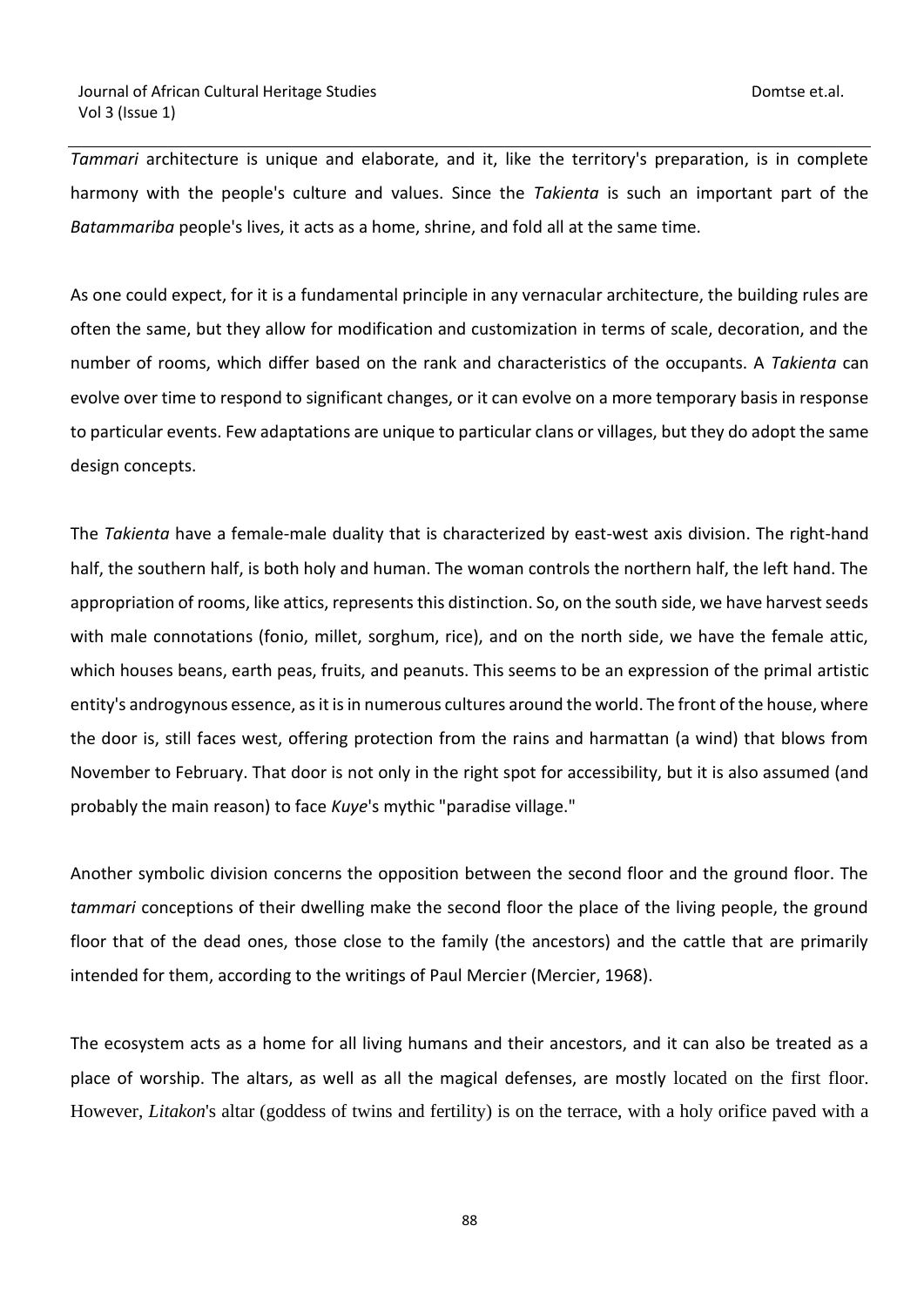*Tammari* architecture is unique and elaborate, and it, like the territory's preparation, is in complete harmony with the people's culture and values. Since the *Takienta* is such an important part of the *Batammariba* people's lives, it acts as a home, shrine, and fold all at the same time.

As one could expect, for it is a fundamental principle in any vernacular architecture, the building rules are often the same, but they allow for modification and customization in terms of scale, decoration, and the number of rooms, which differ based on the rank and characteristics of the occupants. A *Takienta* can evolve over time to respond to significant changes, or it can evolve on a more temporary basis in response to particular events. Few adaptations are unique to particular clans or villages, but they do adopt the same design concepts.

The *Takienta* have a female-male duality that is characterized by east-west axis division. The right-hand half, the southern half, is both holy and human. The woman controls the northern half, the left hand. The appropriation of rooms, like attics, represents this distinction. So, on the south side, we have harvest seeds with male connotations (fonio, millet, sorghum, rice), and on the north side, we have the female attic, which houses beans, earth peas, fruits, and peanuts. This seems to be an expression of the primal artistic entity's androgynous essence, as it is in numerous cultures around the world. The front of the house, where the door is, still faces west, offering protection from the rains and harmattan (a wind) that blows from November to February. That door is not only in the right spot for accessibility, but it is also assumed (and probably the main reason) to face *Kuye*'s mythic "paradise village."

Another symbolic division concerns the opposition between the second floor and the ground floor. The *tammari* conceptions of their dwelling make the second floor the place of the living people, the ground floor that of the dead ones, those close to the family (the ancestors) and the cattle that are primarily intended for them, according to the writings of Paul Mercier (Mercier, 1968).

The ecosystem acts as a home for all living humans and their ancestors, and it can also be treated as a place of worship. The altars, as well as all the magical defenses, are mostly located on the first floor. However, *Litakon*'s altar (goddess of twins and fertility) is on the terrace, with a holy orifice paved with a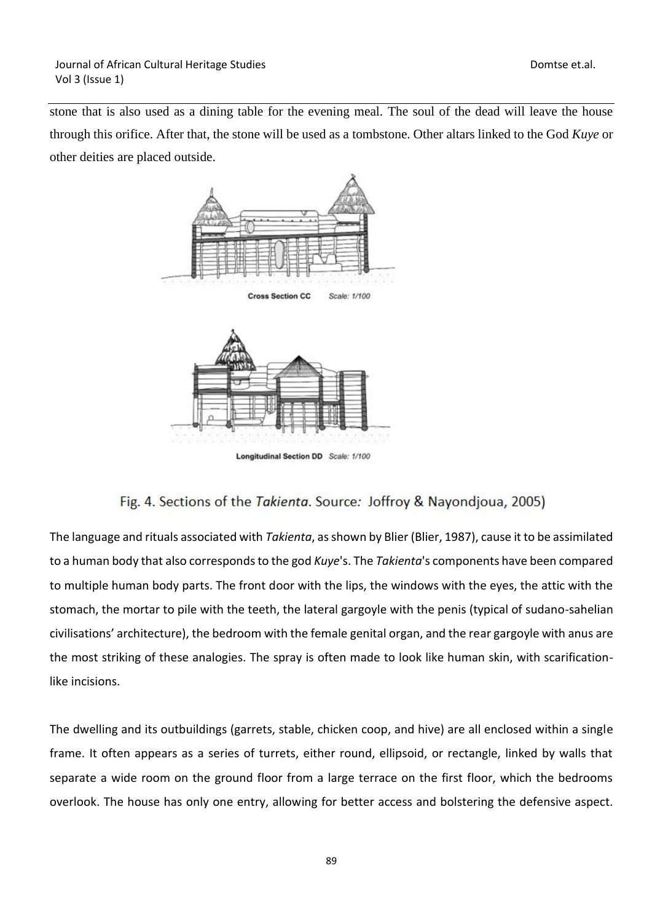stone that is also used as a dining table for the evening meal. The soul of the dead will leave the house through this orifice. After that, the stone will be used as a tombstone. Other altars linked to the God *Kuye* or other deities are placed outside.

Cross Section CC   *Scale: 1/100*

Longitudinal Section DD   *Scale: 1/100*

Fig. 4. Sections of the *Takienta*. Source*:* Joffroy & Nayondjoua, 2005)

The language and rituals associated with *Takienta*, as shown by Blier (Blier, 1987), cause it to be assimilated to a human body that also corresponds to the god *Kuye*'s. The *Takienta*'s components have been compared to multiple human body parts. The front door with the lips, the windows with the eyes, the attic with the stomach, the mortar to pile with the teeth, the lateral gargoyle with the penis (typical of sudano-sahelian civilisations' architecture), the bedroom with the female genital organ, and the rear gargoyle with anus are the most striking of these analogies. The spray is often made to look like human skin, with scarification-like incisions.

The dwelling and its outbuildings (garrets, stable, chicken coop, and hive) are all enclosed within a single frame. It often appears as a series of turrets, either round, ellipsoid, or rectangle, linked by walls that separate a wide room on the ground floor from a large terrace on the first floor, which the bedrooms overlook. The house has only one entry, allowing for better access and bolstering the defensive aspect.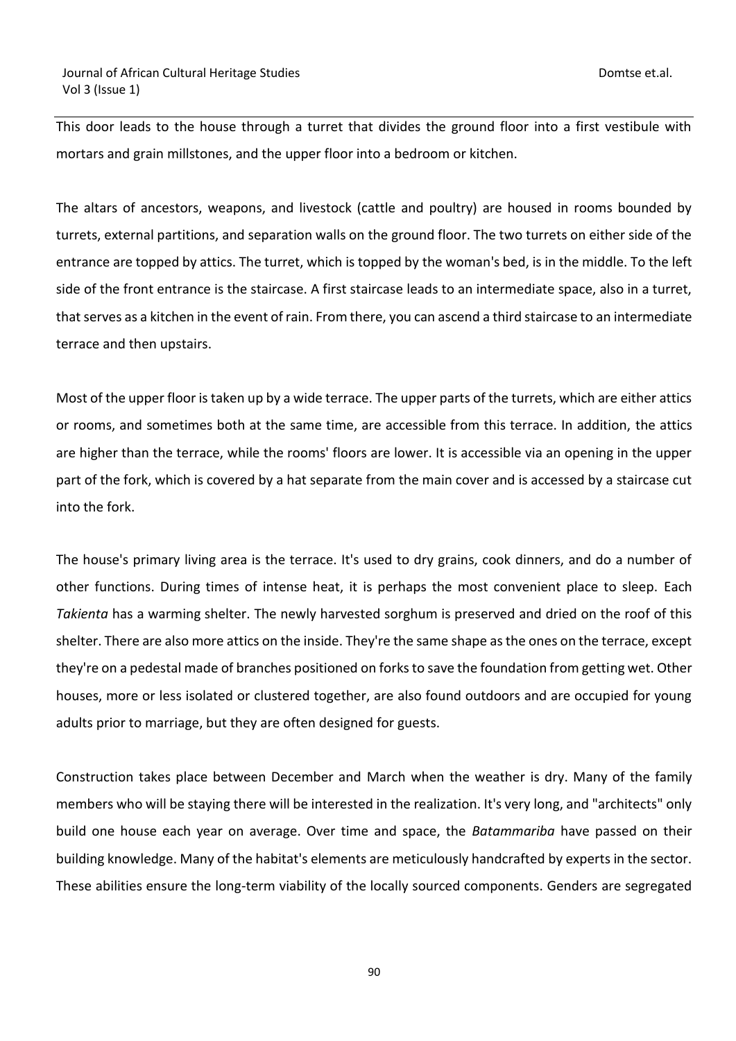This door leads to the house through a turret that divides the ground floor into a first vestibule with mortars and grain millstones, and the upper floor into a bedroom or kitchen.

The altars of ancestors, weapons, and livestock (cattle and poultry) are housed in rooms bounded by turrets, external partitions, and separation walls on the ground floor. The two turrets on either side of the entrance are topped by attics. The turret, which is topped by the woman's bed, is in the middle. To the left side of the front entrance is the staircase. A first staircase leads to an intermediate space, also in a turret, that serves as a kitchen in the event of rain. From there, you can ascend a third staircase to an intermediate terrace and then upstairs.

Most of the upper floor is taken up by a wide terrace. The upper parts of the turrets, which are either attics or rooms, and sometimes both at the same time, are accessible from this terrace. In addition, the attics are higher than the terrace, while the rooms' floors are lower. It is accessible via an opening in the upper part of the fork, which is covered by a hat separate from the main cover and is accessed by a staircase cut into the fork.

The house's primary living area is the terrace. It's used to dry grains, cook dinners, and do a number of other functions. During times of intense heat, it is perhaps the most convenient place to sleep. Each *Takienta* has a warming shelter. The newly harvested sorghum is preserved and dried on the roof of this shelter. There are also more attics on the inside. They're the same shape as the ones on the terrace, except they're on a pedestal made of branches positioned on forks to save the foundation from getting wet. Other houses, more or less isolated or clustered together, are also found outdoors and are occupied for young adults prior to marriage, but they are often designed for guests.

Construction takes place between December and March when the weather is dry. Many of the family members who will be staying there will be interested in the realization. It's very long, and "architects" only build one house each year on average. Over time and space, the *Batammariba* have passed on their building knowledge. Many of the habitat's elements are meticulously handcrafted by experts in the sector. These abilities ensure the long-term viability of the locally sourced components. Genders are segregated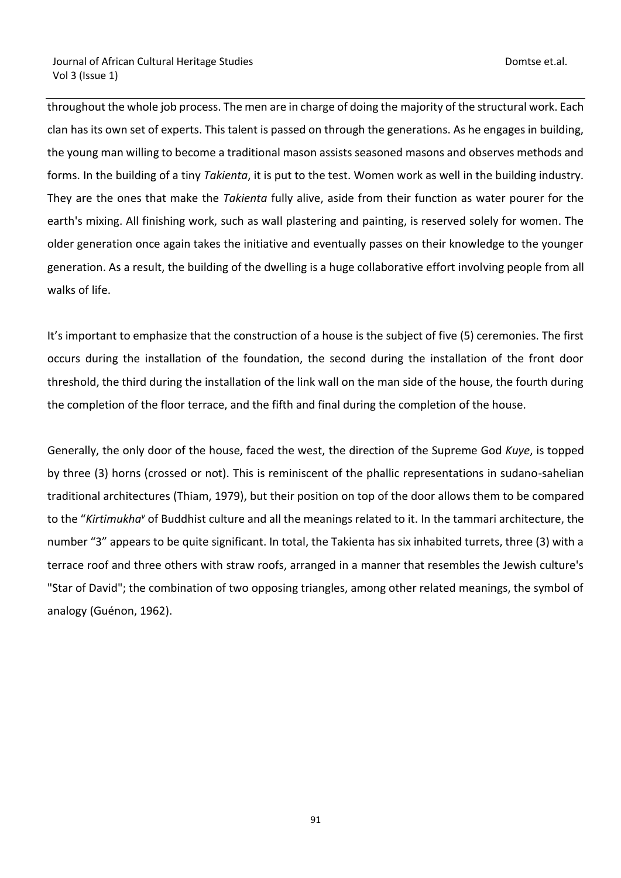throughout the whole job process. The men are in charge of doing the majority of the structural work. Each clan has its own set of experts. This talent is passed on through the generations. As he engages in building, the young man willing to become a traditional mason assists seasoned masons and observes methods and forms. In the building of a tiny *Takienta*, it is put to the test. Women work as well in the building industry. They are the ones that make the *Takienta* fully alive, aside from their function as water pourer for the earth's mixing. All finishing work, such as wall plastering and painting, is reserved solely for women. The older generation once again takes the initiative and eventually passes on their knowledge to the younger generation. As a result, the building of the dwelling is a huge collaborative effort involving people from all walks of life.

It's important to emphasize that the construction of a house is the subject of five (5) ceremonies. The first occurs during the installation of the foundation, the second during the installation of the front door threshold, the third during the installation of the link wall on the man side of the house, the fourth during the completion of the floor terrace, and the fifth and final during the completion of the house.

Generally, the only door of the house, faced the west, the direction of the Supreme God *Kuye*, is topped by three (3) horns (crossed or not). This is reminiscent of the phallic representations in sudano-sahelian traditional architectures (Thiam, 1979), but their position on top of the door allows them to be compared to the "*Kirtimukha*[v] of Buddhist culture and all the meanings related to it. In the tammari architecture, the number "3" appears to be quite significant. In total, the Takienta has six inhabited turrets, three (3) with a terrace roof and three others with straw roofs, arranged in a manner that resembles the Jewish culture's "Star of David"; the combination of two opposing triangles, among other related meanings, the symbol of analogy (Guénon, 1962).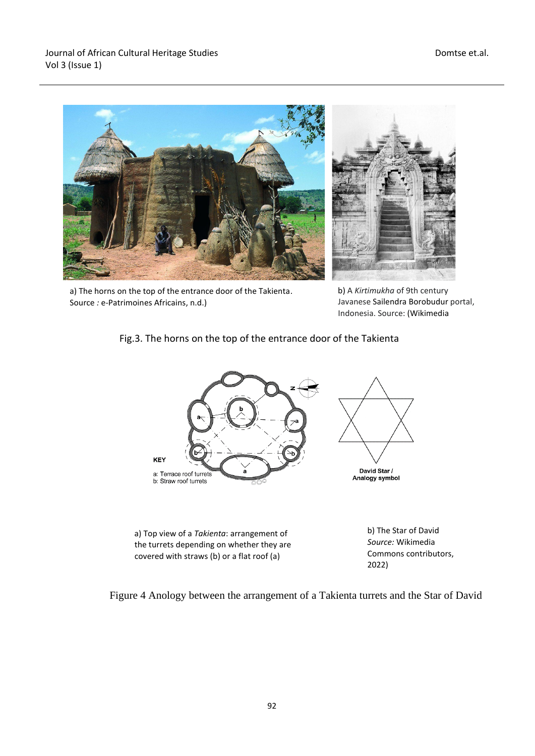a) The horns on the top of the entrance door of the Takienta. Source *:* e-Patrimoines Africains, n.d.)

b) A *Kirtimukha* of 9th century Javanese Sailendra Borobudur portal, Indonesia. Source: (Wikimedia

Fig.3. The horns on the top of the entrance door of the Takienta

KEY
a: Terrace roof turrets
b: Straw roof turrets

David Star / Analogy symbol

a) Top view of a *Takienta*: arrangement of the turrets depending on whether they are covered with straws (b) or a flat roof (a)

b) The Star of David *Source:* Wikimedia Commons contributors, 2022)

Figure 4 Anology between the arrangement of a Takienta turrets and the Star of David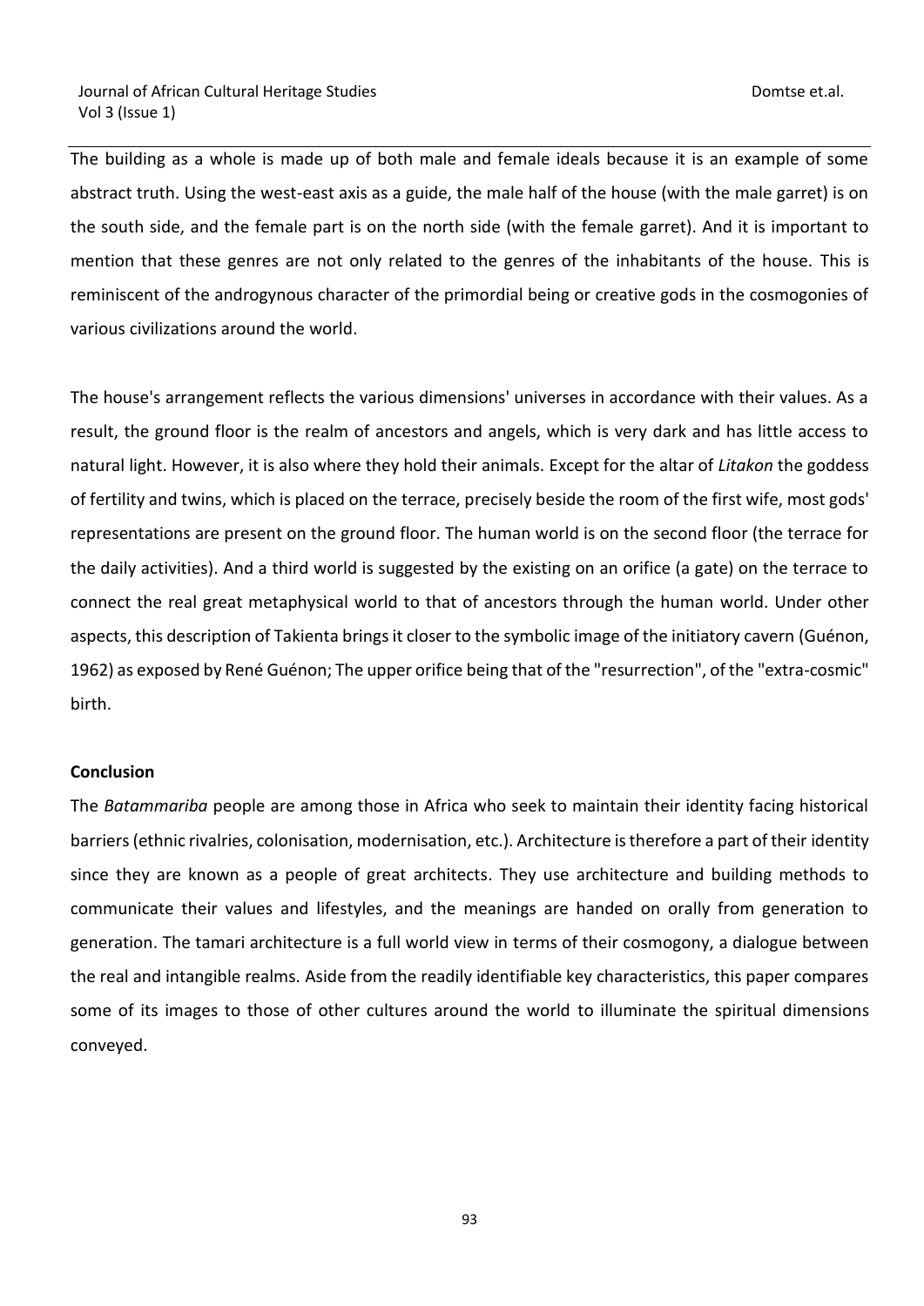The building as a whole is made up of both male and female ideals because it is an example of some abstract truth. Using the west-east axis as a guide, the male half of the house (with the male garret) is on the south side, and the female part is on the north side (with the female garret). And it is important to mention that these genres are not only related to the genres of the inhabitants of the house. This is reminiscent of the androgynous character of the primordial being or creative gods in the cosmogonies of various civilizations around the world.

The house's arrangement reflects the various dimensions' universes in accordance with their values. As a result, the ground floor is the realm of ancestors and angels, which is very dark and has little access to natural light. However, it is also where they hold their animals. Except for the altar of *Litakon* the goddess of fertility and twins, which is placed on the terrace, precisely beside the room of the first wife, most gods' representations are present on the ground floor. The human world is on the second floor (the terrace for the daily activities). And a third world is suggested by the existing on an orifice (a gate) on the terrace to connect the real great metaphysical world to that of ancestors through the human world. Under other aspects, this description of Takienta brings it closer to the symbolic image of the initiatory cavern (Guénon, 1962) as exposed by René Guénon; The upper orifice being that of the "resurrection", of the "extra-cosmic" birth.

**Conclusion**

The *Batammariba* people are among those in Africa who seek to maintain their identity facing historical barriers (ethnic rivalries, colonisation, modernisation, etc.). Architecture is therefore a part of their identity since they are known as a people of great architects. They use architecture and building methods to communicate their values and lifestyles, and the meanings are handed on orally from generation to generation. The tamari architecture is a full world view in terms of their cosmogony, a dialogue between the real and intangible realms. Aside from the readily identifiable key characteristics, this paper compares some of its images to those of other cultures around the world to illuminate the spiritual dimensions conveyed.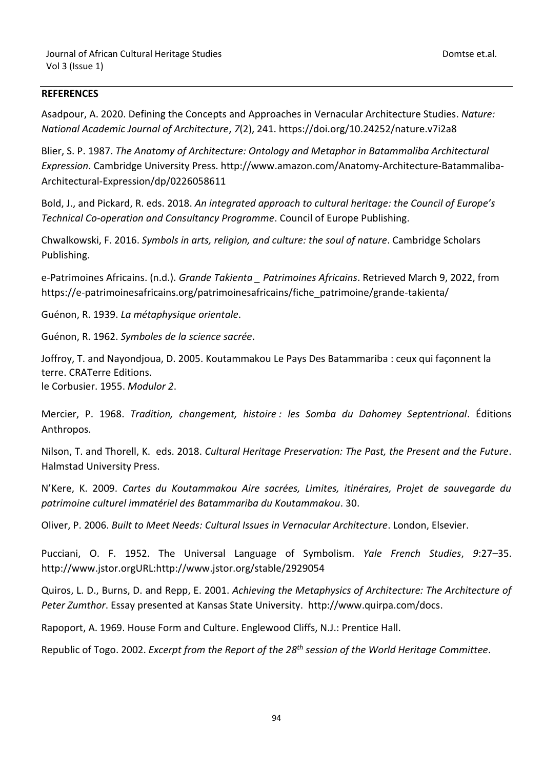## REFERENCES

Asadpour, A. 2020. Defining the Concepts and Approaches in Vernacular Architecture Studies. *Nature: National Academic Journal of Architecture*, *7*(2), 241. https://doi.org/10.24252/nature.v7i2a8

Blier, S. P. 1987. *The Anatomy of Architecture: Ontology and Metaphor in Batammaliba Architectural Expression*. Cambridge University Press. http://www.amazon.com/Anatomy-Architecture-Batammaliba-Architectural-Expression/dp/0226058611

Bold, J., and Pickard, R. eds. 2018. *An integrated approach to cultural heritage: the Council of Europe's Technical Co-operation and Consultancy Programme*. Council of Europe Publishing.

Chwalkowski, F. 2016. *Symbols in arts, religion, and culture: the soul of nature*. Cambridge Scholars Publishing.

e-Patrimoines Africains. (n.d.). *Grande Takienta _ Patrimoines Africains*. Retrieved March 9, 2022, from https://e-patrimoinesafricains.org/patrimoinesafricains/fiche_patrimoine/grande-takienta/

Guénon, R. 1939. *La métaphysique orientale*.

Guénon, R. 1962. *Symboles de la science sacrée*.

Joffroy, T. and Nayondjoua, D. 2005. Koutammakou Le Pays Des Batammariba : ceux qui façonnent la terre. CRATerre Editions.

le Corbusier. 1955. *Modulor 2*.

Mercier, P. 1968. *Tradition, changement, histoire : les Somba du Dahomey Septentrional*. Éditions Anthropos.

Nilson, T. and Thorell, K. eds. 2018. *Cultural Heritage Preservation: The Past, the Present and the Future*. Halmstad University Press.

N'Kere, K. 2009. *Cartes du Koutammakou Aire sacrées, Limites, itinéraires, Projet de sauvegarde du patrimoine culturel immatériel des Batammariba du Koutammakou*. 30.

Oliver, P. 2006. *Built to Meet Needs: Cultural Issues in Vernacular Architecture*. London, Elsevier.

Pucciani, O. F. 1952. The Universal Language of Symbolism. *Yale French Studies*, *9*:27–35. http://www.jstor.orgURL:http://www.jstor.org/stable/2929054

Quiros, L. D., Burns, D. and Repp, E. 2001. *Achieving the Metaphysics of Architecture: The Architecture of Peter Zumthor*. Essay presented at Kansas State University. http://www.quirpa.com/docs.

Rapoport, A. 1969. House Form and Culture. Englewood Cliffs, N.J.: Prentice Hall.

Republic of Togo. 2002. *Excerpt from the Report of the 28th session of the World Heritage Committee*.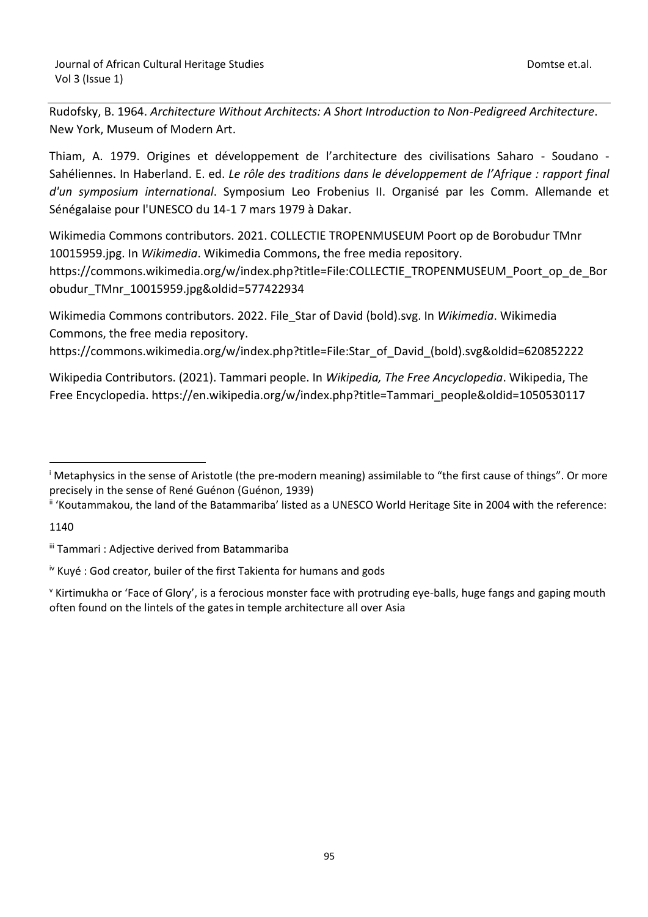Rudofsky, B. 1964. *Architecture Without Architects: A Short Introduction to Non-Pedigreed Architecture*. New York, Museum of Modern Art.

Thiam, A. 1979. Origines et développement de l'architecture des civilisations Saharo - Soudano - Sahéliennes. In Haberland. E. ed. *Le rôle des traditions dans le développement de l'Afrique : rapport final d'un symposium international*. Symposium Leo Frobenius II. Organisé par les Comm. Allemande et Sénégalaise pour l'UNESCO du 14-1 7 mars 1979 à Dakar.

Wikimedia Commons contributors. 2021. COLLECTIE TROPENMUSEUM Poort op de Borobudur TMnr 10015959.jpg. In *Wikimedia*. Wikimedia Commons, the free media repository. https://commons.wikimedia.org/w/index.php?title=File:COLLECTIE_TROPENMUSEUM_Poort_op_de_Borobudur_TMnr_10015959.jpg&oldid=577422934

Wikimedia Commons contributors. 2022. File_Star of David (bold).svg. In *Wikimedia*. Wikimedia Commons, the free media repository. https://commons.wikimedia.org/w/index.php?title=File:Star_of_David_(bold).svg&oldid=620852222

Wikipedia Contributors. (2021). Tammari people. In *Wikipedia, The Free Ancyclopedia*. Wikipedia, The Free Encyclopedia. https://en.wikipedia.org/w/index.php?title=Tammari_people&oldid=1050530117

---

[i] Metaphysics in the sense of Aristotle (the pre-modern meaning) assimilable to "the first cause of things". Or more precisely in the sense of René Guénon (Guénon, 1939)

[ii] 'Koutammakou, the land of the Batammariba' listed as a UNESCO World Heritage Site in 2004 with the reference: 1140

[iii] Tammari : Adjective derived from Batammariba

[iv] Kuyé : God creator, builer of the first Takienta for humans and gods

[v] Kirtimukha or 'Face of Glory', is a ferocious monster face with protruding eye-balls, huge fangs and gaping mouth often found on the lintels of the gates in temple architecture all over Asia